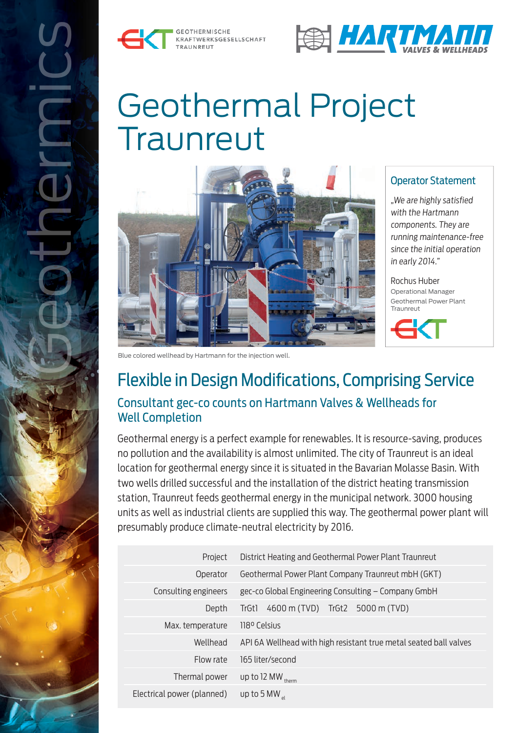GEOTHERMISCHE KRAFTWERKSGESELLSCHAFT TRAUNREUT

HARTMANN VALVES & WELLHEADS

# Geothermal Project Traunreut

Blue colored wellhead by Hartmann for the injection well.

### Operator Statement

*„We are highly satisfied with the Hartmann components. They are running maintenance-free since the initial operation in early 2014."*

Rochus Huber
Operational Manager
Geothermal Power Plant Traunreut

## Flexible in Design Modifications, Comprising Service

### Consultant gec-co counts on Hartmann Valves & Wellheads for Well Completion

Geothermal energy is a perfect example for renewables. It is resource-saving, produces no pollution and the availability is almost unlimited. The city of Traunreut is an ideal location for geothermal energy since it is situated in the Bavarian Molasse Basin. With two wells drilled successful and the installation of the district heating transmission station, Traunreut feeds geothermal energy in the municipal network. 3000 housing units as well as industrial clients are supplied this way. The geothermal power plant will presumably produce climate-neutral electricity by 2016.

| | |
|---|---|
| Project | District Heating and Geothermal Power Plant Traunreut |
| Operator | Geothermal Power Plant Company Traunreut mbH (GKT) |
| Consulting engineers | gec-co Global Engineering Consulting – Company GmbH |
| Depth | TrGt1 4600 m (TVD) TrGt2 5000 m (TVD) |
| Max. temperature | 118° Celsius |
| Wellhead | API 6A Wellhead with high resistant true metal seated ball valves |
| Flow rate | 165 liter/second |
| Thermal power | up to 12 $MW_{therm}$ |
| Electrical power (planned) | up to 5 $MW_{el}$ |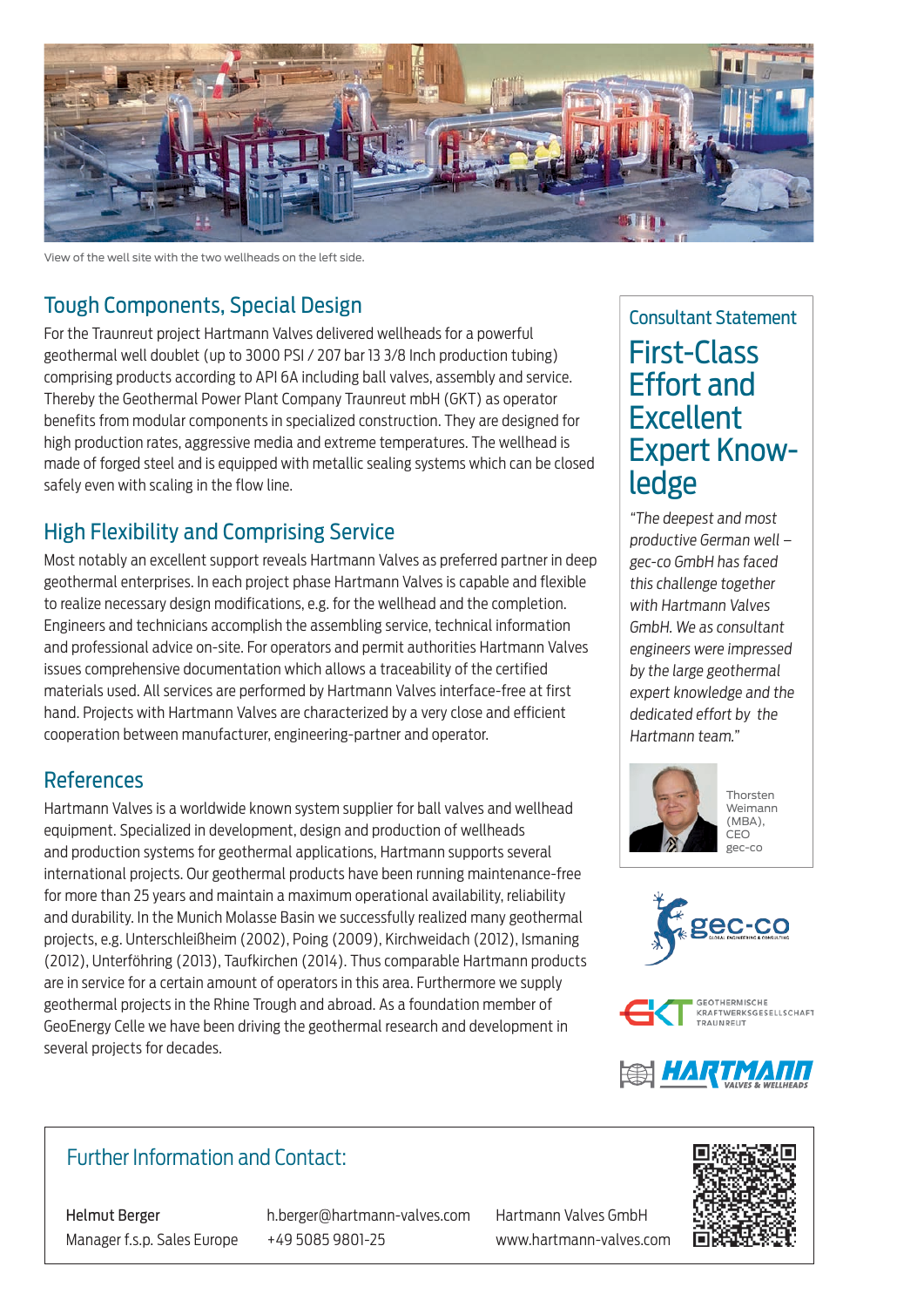View of the well site with the two wellheads on the left side.

## Tough Components, Special Design

For the Traunreut project Hartmann Valves delivered wellheads for a powerful geothermal well doublet (up to 3000 PSI / 207 bar 13 3/8 Inch production tubing) comprising products according to API 6A including ball valves, assembly and service. Thereby the Geothermal Power Plant Company Traunreut mbH (GKT) as operator benefits from modular components in specialized construction. They are designed for high production rates, aggressive media and extreme temperatures. The wellhead is made of forged steel and is equipped with metallic sealing systems which can be closed safely even with scaling in the flow line.

## High Flexibility and Comprising Service

Most notably an excellent support reveals Hartmann Valves as preferred partner in deep geothermal enterprises. In each project phase Hartmann Valves is capable and flexible to realize necessary design modifications, e.g. for the wellhead and the completion. Engineers and technicians accomplish the assembling service, technical information and professional advice on-site. For operators and permit authorities Hartmann Valves issues comprehensive documentation which allows a traceability of the certified materials used. All services are performed by Hartmann Valves interface-free at first hand. Projects with Hartmann Valves are characterized by a very close and efficient cooperation between manufacturer, engineering-partner and operator.

## References

Hartmann Valves is a worldwide known system supplier for ball valves and wellhead equipment. Specialized in development, design and production of wellheads and production systems for geothermal applications, Hartmann supports several international projects. Our geothermal products have been running maintenance-free for more than 25 years and maintain a maximum operational availability, reliability and durability. In the Munich Molasse Basin we successfully realized many geothermal projects, e.g. Unterschleißheim (2002), Poing (2009), Kirchweidach (2012), Ismaning (2012), Unterföhring (2013), Taufkirchen (2014). Thus comparable Hartmann products are in service for a certain amount of operators in this area. Furthermore we supply geothermal projects in the Rhine Trough and abroad. As a foundation member of GeoEnergy Celle we have been driving the geothermal research and development in several projects for decades.

### Consultant Statement

## First-Class Effort and Excellent Expert Knowledge

*"The deepest and most productive German well – gec-co GmbH has faced this challenge together with Hartmann Valves GmbH. We as consultant engineers were impressed by the large geothermal expert knowledge and the dedicated effort by the Hartmann team."*

Thorsten Weimann (MBA), CEO gec-co

gec-co GLOBAL ENGINEERING & CONSULTING

GKT GEOTHERMISCHE KRAFTWERKSGESELLSCHAFT TRAUNREUT

HARTMANN VALVES & WELLHEADS

## Further Information and Contact:

**Helmut Berger**
Manager f.s.p. Sales Europe

h.berger@hartmann-valves.com
+49 5085 9801-25

Hartmann Valves GmbH
www.hartmann-valves.com